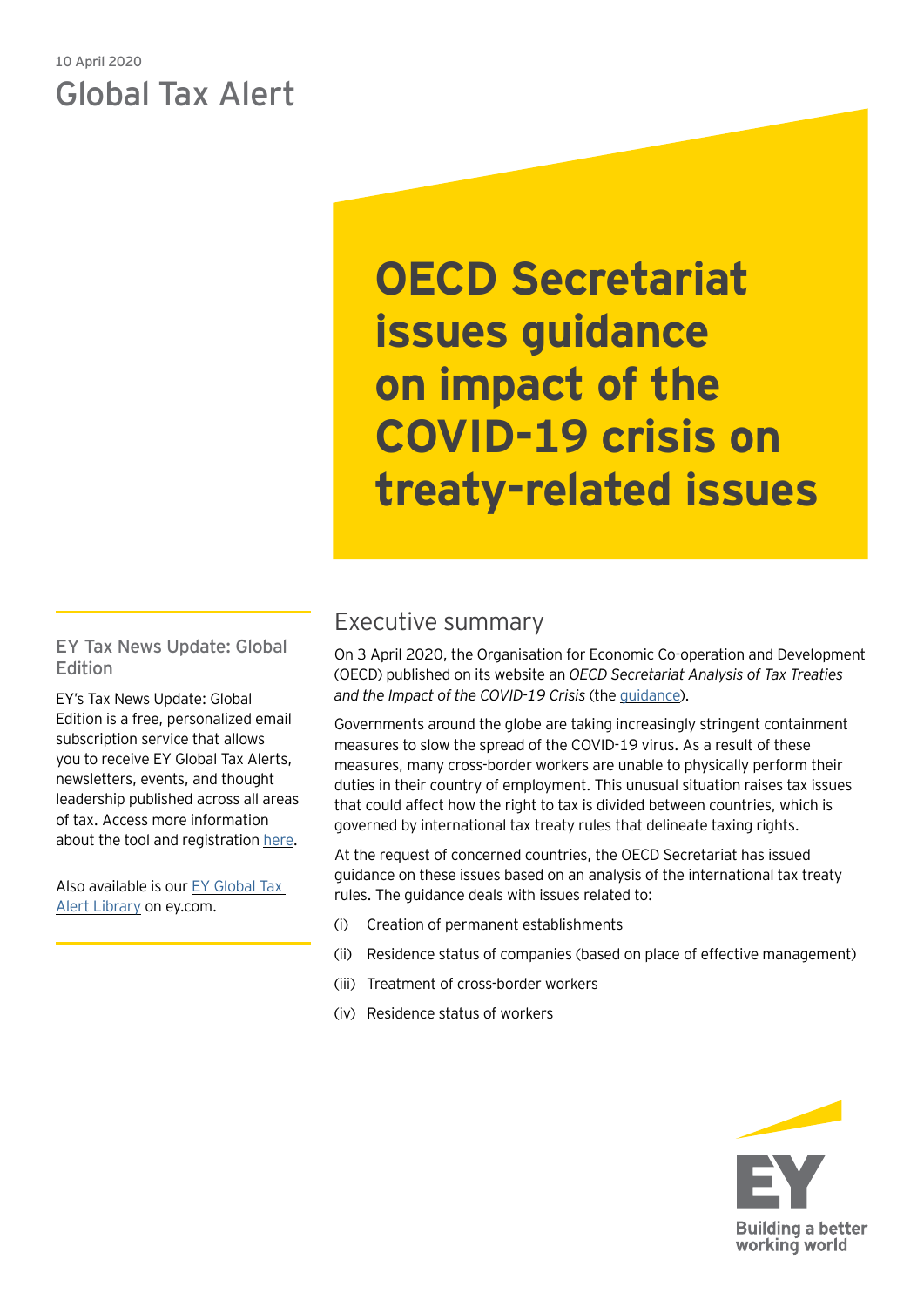10 April 2020

Global Tax Alert

# OECD Secretariat issues guidance on impact of the COVID-19 crisis on treaty-related issues

## Executive summary

On 3 April 2020, the Organisation for Economic Co-operation and Development (OECD) published on its website an *OECD Secretariat Analysis of Tax Treaties and the Impact of the COVID-19 Crisis* (the guidance).

Governments around the globe are taking increasingly stringent containment measures to slow the spread of the COVID-19 virus. As a result of these measures, many cross-border workers are unable to physically perform their duties in their country of employment. This unusual situation raises tax issues that could affect how the right to tax is divided between countries, which is governed by international tax treaty rules that delineate taxing rights.

At the request of concerned countries, the OECD Secretariat has issued guidance on these issues based on an analysis of the international tax treaty rules. The guidance deals with issues related to:

(i) Creation of permanent establishments

(ii) Residence status of companies (based on place of effective management)

(iii) Treatment of cross-border workers

(iv) Residence status of workers

### EY Tax News Update: Global Edition

EY's Tax News Update: Global Edition is a free, personalized email subscription service that allows you to receive EY Global Tax Alerts, newsletters, events, and thought leadership published across all areas of tax. Access more information about the tool and registration here.

Also available is our EY Global Tax Alert Library on ey.com.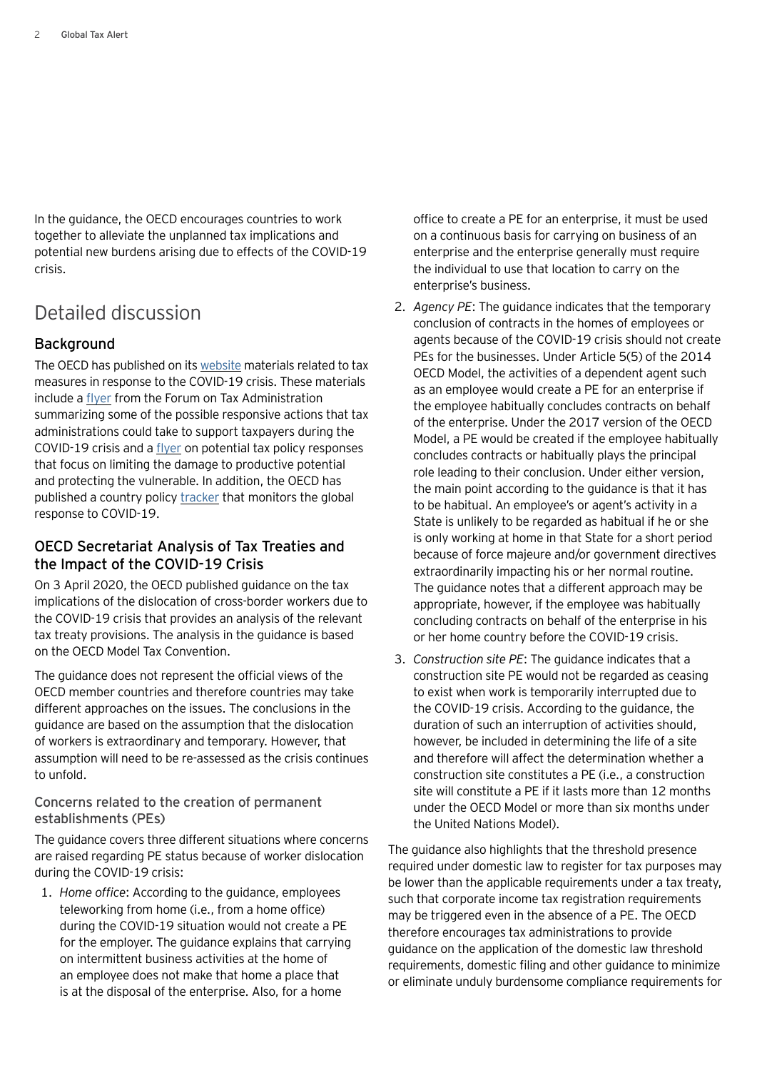In the guidance, the OECD encourages countries to work together to alleviate the unplanned tax implications and potential new burdens arising due to effects of the COVID-19 crisis.

## Detailed discussion

### Background

The OECD has published on its website materials related to tax measures in response to the COVID-19 crisis. These materials include a flyer from the Forum on Tax Administration summarizing some of the possible responsive actions that tax administrations could take to support taxpayers during the COVID-19 crisis and a flyer on potential tax policy responses that focus on limiting the damage to productive potential and protecting the vulnerable. In addition, the OECD has published a country policy tracker that monitors the global response to COVID-19.

### OECD Secretariat Analysis of Tax Treaties and the Impact of the COVID-19 Crisis

On 3 April 2020, the OECD published guidance on the tax implications of the dislocation of cross-border workers due to the COVID-19 crisis that provides an analysis of the relevant tax treaty provisions. The analysis in the guidance is based on the OECD Model Tax Convention.

The guidance does not represent the official views of the OECD member countries and therefore countries may take different approaches on the issues. The conclusions in the guidance are based on the assumption that the dislocation of workers is extraordinary and temporary. However, that assumption will need to be re-assessed as the crisis continues to unfold.

#### Concerns related to the creation of permanent establishments (PEs)

The guidance covers three different situations where concerns are raised regarding PE status because of worker dislocation during the COVID-19 crisis:

1. *Home office*: According to the guidance, employees teleworking from home (i.e., from a home office) during the COVID-19 situation would not create a PE for the employer. The guidance explains that carrying on intermittent business activities at the home of an employee does not make that home a place that is at the disposal of the enterprise. Also, for a home office to create a PE for an enterprise, it must be used on a continuous basis for carrying on business of an enterprise and the enterprise generally must require the individual to use that location to carry on the enterprise's business.
2. *Agency PE*: The guidance indicates that the temporary conclusion of contracts in the homes of employees or agents because of the COVID-19 crisis should not create PEs for the businesses. Under Article 5(5) of the 2014 OECD Model, the activities of a dependent agent such as an employee would create a PE for an enterprise if the employee habitually concludes contracts on behalf of the enterprise. Under the 2017 version of the OECD Model, a PE would be created if the employee habitually concludes contracts or habitually plays the principal role leading to their conclusion. Under either version, the main point according to the guidance is that it has to be habitual. An employee's or agent's activity in a State is unlikely to be regarded as habitual if he or she is only working at home in that State for a short period because of force majeure and/or government directives extraordinarily impacting his or her normal routine. The guidance notes that a different approach may be appropriate, however, if the employee was habitually concluding contracts on behalf of the enterprise in his or her home country before the COVID-19 crisis.
3. *Construction site PE*: The guidance indicates that a construction site PE would not be regarded as ceasing to exist when work is temporarily interrupted due to the COVID-19 crisis. According to the guidance, the duration of such an interruption of activities should, however, be included in determining the life of a site and therefore will affect the determination whether a construction site constitutes a PE (i.e., a construction site will constitute a PE if it lasts more than 12 months under the OECD Model or more than six months under the United Nations Model).

The guidance also highlights that the threshold presence required under domestic law to register for tax purposes may be lower than the applicable requirements under a tax treaty, such that corporate income tax registration requirements may be triggered even in the absence of a PE. The OECD therefore encourages tax administrations to provide guidance on the application of the domestic law threshold requirements, domestic filing and other guidance to minimize or eliminate unduly burdensome compliance requirements for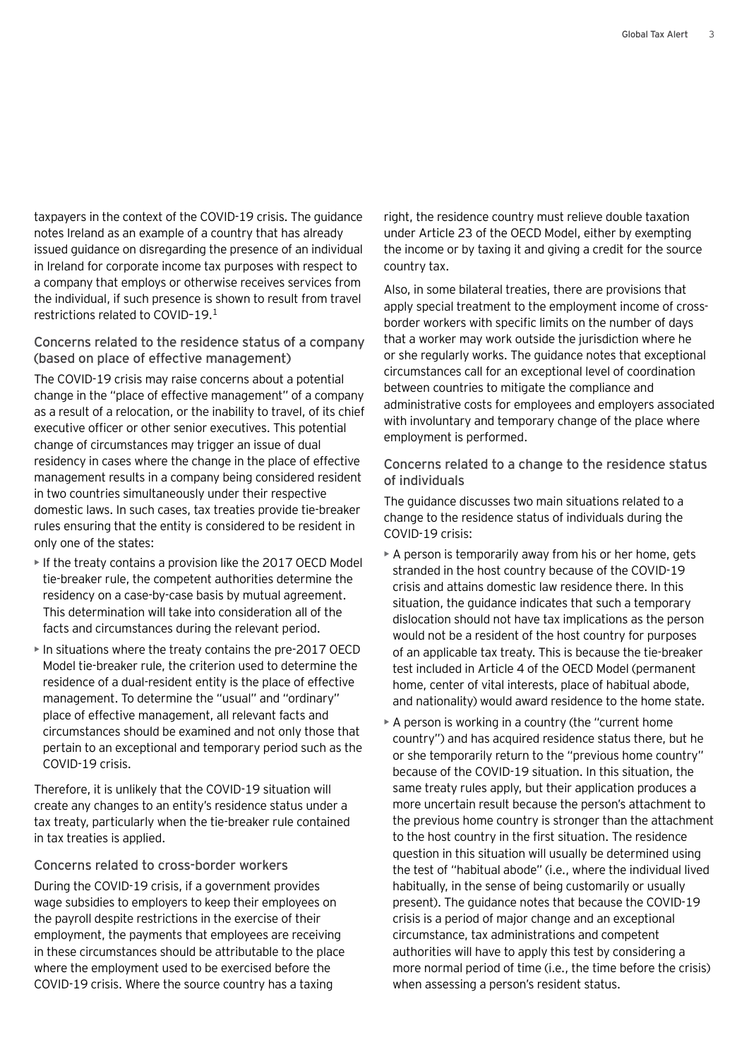taxpayers in the context of the COVID-19 crisis. The guidance notes Ireland as an example of a country that has already issued guidance on disregarding the presence of an individual in Ireland for corporate income tax purposes with respect to a company that employs or otherwise receives services from the individual, if such presence is shown to result from travel restrictions related to COVID–19.[1]

### Concerns related to the residence status of a company (based on place of effective management)

The COVID-19 crisis may raise concerns about a potential change in the "place of effective management" of a company as a result of a relocation, or the inability to travel, of its chief executive officer or other senior executives. This potential change of circumstances may trigger an issue of dual residency in cases where the change in the place of effective management results in a company being considered resident in two countries simultaneously under their respective domestic laws. In such cases, tax treaties provide tie-breaker rules ensuring that the entity is considered to be resident in only one of the states:

- If the treaty contains a provision like the 2017 OECD Model tie-breaker rule, the competent authorities determine the residency on a case-by-case basis by mutual agreement. This determination will take into consideration all of the facts and circumstances during the relevant period.
- In situations where the treaty contains the pre-2017 OECD Model tie-breaker rule, the criterion used to determine the residence of a dual-resident entity is the place of effective management. To determine the "usual" and "ordinary" place of effective management, all relevant facts and circumstances should be examined and not only those that pertain to an exceptional and temporary period such as the COVID-19 crisis.

Therefore, it is unlikely that the COVID-19 situation will create any changes to an entity's residence status under a tax treaty, particularly when the tie-breaker rule contained in tax treaties is applied.

### Concerns related to cross-border workers

During the COVID-19 crisis, if a government provides wage subsidies to employers to keep their employees on the payroll despite restrictions in the exercise of their employment, the payments that employees are receiving in these circumstances should be attributable to the place where the employment used to be exercised before the COVID-19 crisis. Where the source country has a taxing right, the residence country must relieve double taxation under Article 23 of the OECD Model, either by exempting the income or by taxing it and giving a credit for the source country tax.

Also, in some bilateral treaties, there are provisions that apply special treatment to the employment income of cross-border workers with specific limits on the number of days that a worker may work outside the jurisdiction where he or she regularly works. The guidance notes that exceptional circumstances call for an exceptional level of coordination between countries to mitigate the compliance and administrative costs for employees and employers associated with involuntary and temporary change of the place where employment is performed.

### Concerns related to a change to the residence status of individuals

The guidance discusses two main situations related to a change to the residence status of individuals during the COVID-19 crisis:

- A person is temporarily away from his or her home, gets stranded in the host country because of the COVID-19 crisis and attains domestic law residence there. In this situation, the guidance indicates that such a temporary dislocation should not have tax implications as the person would not be a resident of the host country for purposes of an applicable tax treaty. This is because the tie-breaker test included in Article 4 of the OECD Model (permanent home, center of vital interests, place of habitual abode, and nationality) would award residence to the home state.
- A person is working in a country (the "current home country") and has acquired residence status there, but he or she temporarily return to the "previous home country" because of the COVID-19 situation. In this situation, the same treaty rules apply, but their application produces a more uncertain result because the person's attachment to the previous home country is stronger than the attachment to the host country in the first situation. The residence question in this situation will usually be determined using the test of "habitual abode" (i.e., where the individual lived habitually, in the sense of being customarily or usually present). The guidance notes that because the COVID-19 crisis is a period of major change and an exceptional circumstance, tax administrations and competent authorities will have to apply this test by considering a more normal period of time (i.e., the time before the crisis) when assessing a person's resident status.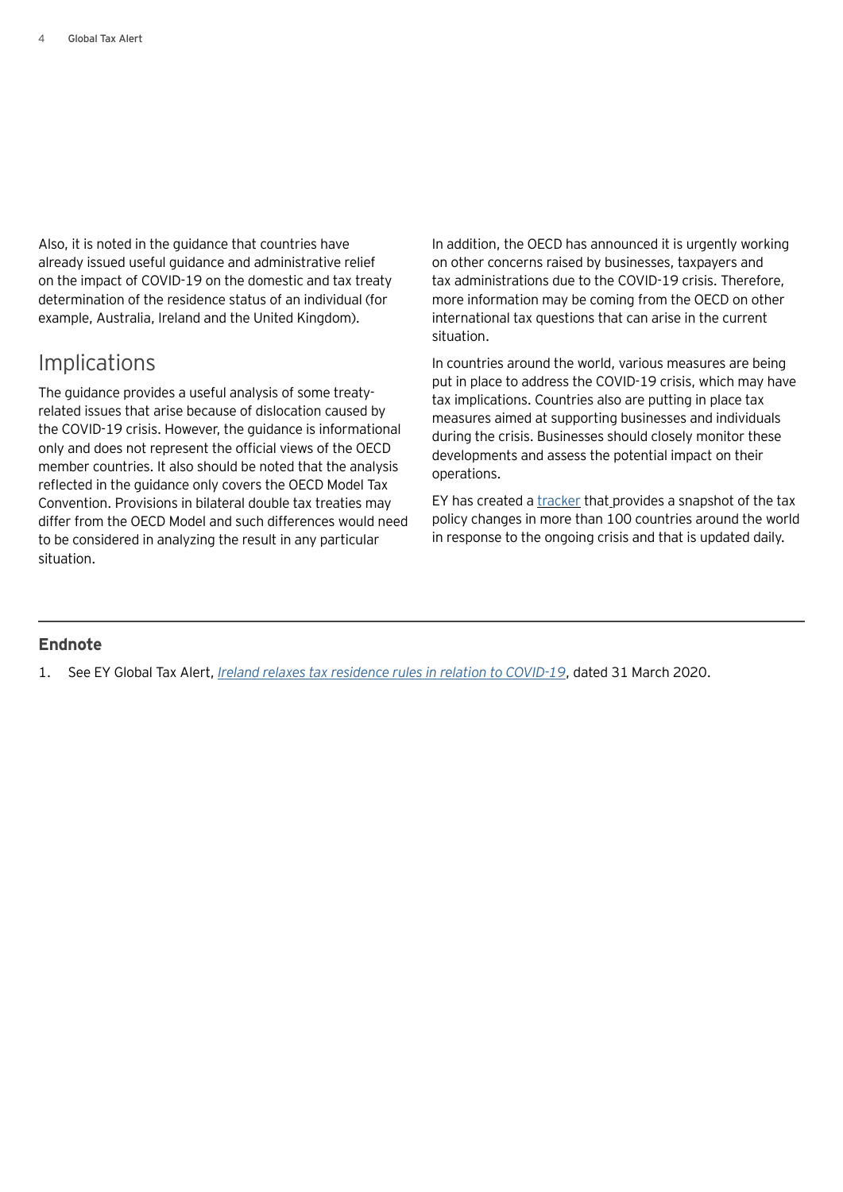Also, it is noted in the guidance that countries have already issued useful guidance and administrative relief on the impact of COVID-19 on the domestic and tax treaty determination of the residence status of an individual (for example, Australia, Ireland and the United Kingdom).

## Implications

The guidance provides a useful analysis of some treaty-related issues that arise because of dislocation caused by the COVID-19 crisis. However, the guidance is informational only and does not represent the official views of the OECD member countries. It also should be noted that the analysis reflected in the guidance only covers the OECD Model Tax Convention. Provisions in bilateral double tax treaties may differ from the OECD Model and such differences would need to be considered in analyzing the result in any particular situation.

In addition, the OECD has announced it is urgently working on other concerns raised by businesses, taxpayers and tax administrations due to the COVID-19 crisis. Therefore, more information may be coming from the OECD on other international tax questions that can arise in the current situation.

In countries around the world, various measures are being put in place to address the COVID-19 crisis, which may have tax implications. Countries also are putting in place tax measures aimed at supporting businesses and individuals during the crisis. Businesses should closely monitor these developments and assess the potential impact on their operations.

EY has created a tracker that provides a snapshot of the tax policy changes in more than 100 countries around the world in response to the ongoing crisis and that is updated daily.

---

### Endnote

1. See EY Global Tax Alert, *Ireland relaxes tax residence rules in relation to COVID-19*, dated 31 March 2020.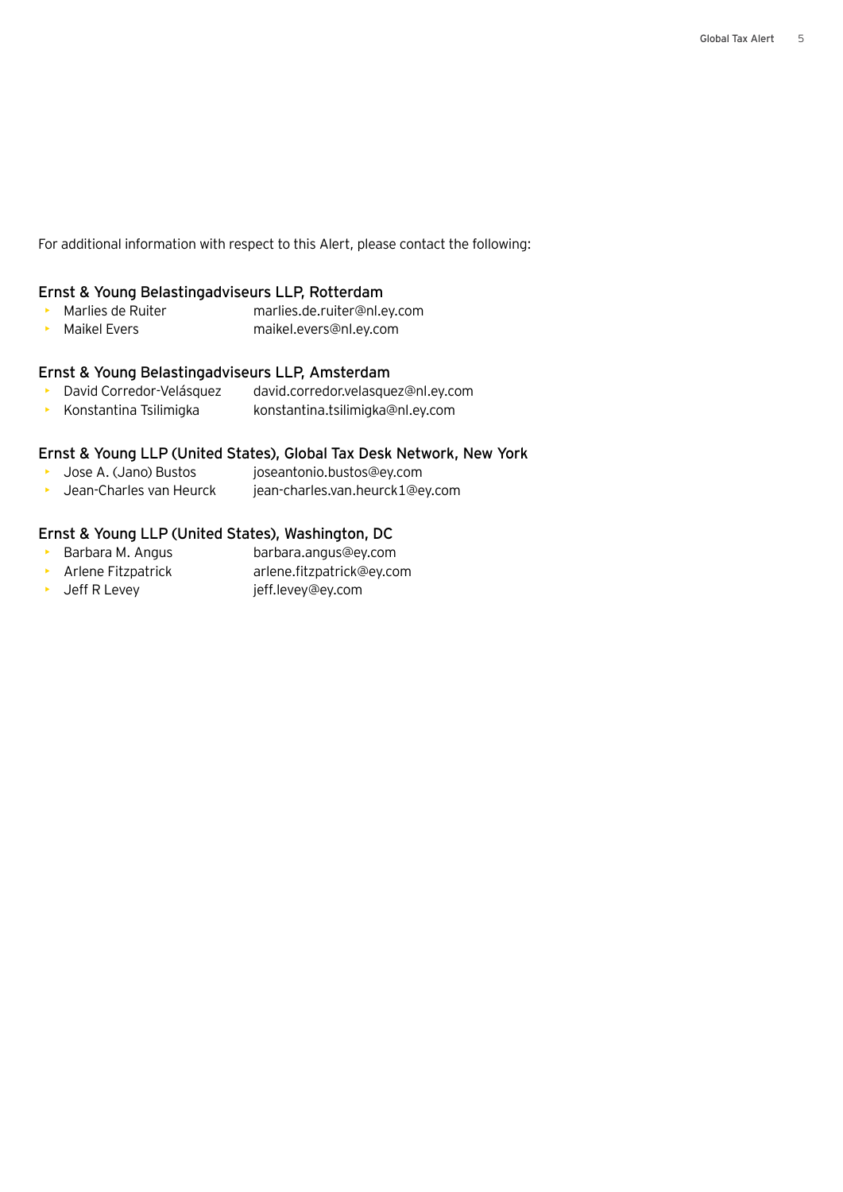For additional information with respect to this Alert, please contact the following:

### Ernst & Young Belastingadviseurs LLP, Rotterdam

- Marlies de Ruiter — marlies.de.ruiter@nl.ey.com
- Maikel Evers — maikel.evers@nl.ey.com

### Ernst & Young Belastingadviseurs LLP, Amsterdam

- David Corredor-Velásquez — david.corredor.velasquez@nl.ey.com
- Konstantina Tsilimigka — konstantina.tsilimigka@nl.ey.com

### Ernst & Young LLP (United States), Global Tax Desk Network, New York

- Jose A. (Jano) Bustos — joseantonio.bustos@ey.com
- Jean-Charles van Heurck — jean-charles.van.heurck1@ey.com

### Ernst & Young LLP (United States), Washington, DC

- Barbara M. Angus — barbara.angus@ey.com
- Arlene Fitzpatrick — arlene.fitzpatrick@ey.com
- Jeff R Levey — jeff.levey@ey.com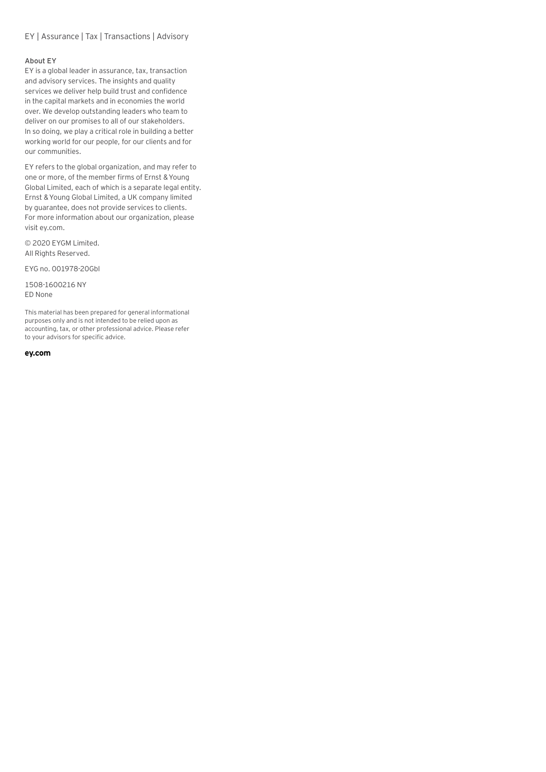EY | Assurance | Tax | Transactions | Advisory

**About EY**

EY is a global leader in assurance, tax, transaction and advisory services. The insights and quality services we deliver help build trust and confidence in the capital markets and in economies the world over. We develop outstanding leaders who team to deliver on our promises to all of our stakeholders. In so doing, we play a critical role in building a better working world for our people, for our clients and for our communities.

EY refers to the global organization, and may refer to one or more, of the member firms of Ernst & Young Global Limited, each of which is a separate legal entity. Ernst & Young Global Limited, a UK company limited by guarantee, does not provide services to clients. For more information about our organization, please visit ey.com.

© 2020 EYGM Limited.
All Rights Reserved.

EYG no. 001978-20Gbl

1508-1600216 NY
ED None

This material has been prepared for general informational purposes only and is not intended to be relied upon as accounting, tax, or other professional advice. Please refer to your advisors for specific advice.

**ey.com**